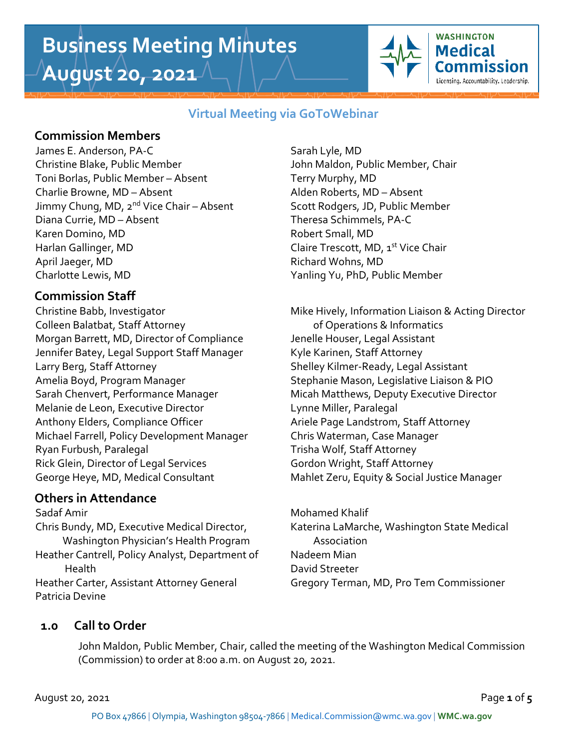# Business Meeting Minutes
# August 20, 2021

WASHINGTON **Medical Commission**
Licensing. Accountability. Leadership.

### Virtual Meeting via GoToWebinar

## Commission Members

James E. Anderson, PA-C
Christine Blake, Public Member
Toni Borlas, Public Member – Absent
Charlie Browne, MD – Absent
Jimmy Chung, MD, 2nd Vice Chair – Absent
Diana Currie, MD – Absent
Karen Domino, MD
Harlan Gallinger, MD
April Jaeger, MD
Charlotte Lewis, MD
Sarah Lyle, MD
John Maldon, Public Member, Chair
Terry Murphy, MD
Alden Roberts, MD – Absent
Scott Rodgers, JD, Public Member
Theresa Schimmels, PA-C
Robert Small, MD
Claire Trescott, MD, 1st Vice Chair
Richard Wohns, MD
Yanling Yu, PhD, Public Member

## Commission Staff

Christine Babb, Investigator
Colleen Balatbat, Staff Attorney
Morgan Barrett, MD, Director of Compliance
Jennifer Batey, Legal Support Staff Manager
Larry Berg, Staff Attorney
Amelia Boyd, Program Manager
Sarah Chenvert, Performance Manager
Melanie de Leon, Executive Director
Anthony Elders, Compliance Officer
Michael Farrell, Policy Development Manager
Ryan Furbush, Paralegal
Rick Glein, Director of Legal Services
George Heye, MD, Medical Consultant
Mike Hively, Information Liaison & Acting Director of Operations & Informatics
Jenelle Houser, Legal Assistant
Kyle Karinen, Staff Attorney
Shelley Kilmer-Ready, Legal Assistant
Stephanie Mason, Legislative Liaison & PIO
Micah Matthews, Deputy Executive Director
Lynne Miller, Paralegal
Ariele Page Landstrom, Staff Attorney
Chris Waterman, Case Manager
Trisha Wolf, Staff Attorney
Gordon Wright, Staff Attorney
Mahlet Zeru, Equity & Social Justice Manager

## Others in Attendance

Sadaf Amir
Chris Bundy, MD, Executive Medical Director, Washington Physician's Health Program
Heather Cantrell, Policy Analyst, Department of Health
Heather Carter, Assistant Attorney General
Patricia Devine
Mohamed Khalif
Katerina LaMarche, Washington State Medical Association
Nadeem Mian
David Streeter
Gregory Terman, MD, Pro Tem Commissioner

## 1.0 Call to Order

John Maldon, Public Member, Chair, called the meeting of the Washington Medical Commission (Commission) to order at 8:00 a.m. on August 20, 2021.

PO Box 47866 | Olympia, Washington 98504-7866 | Medical.Commission@wmc.wa.gov | WMC.wa.gov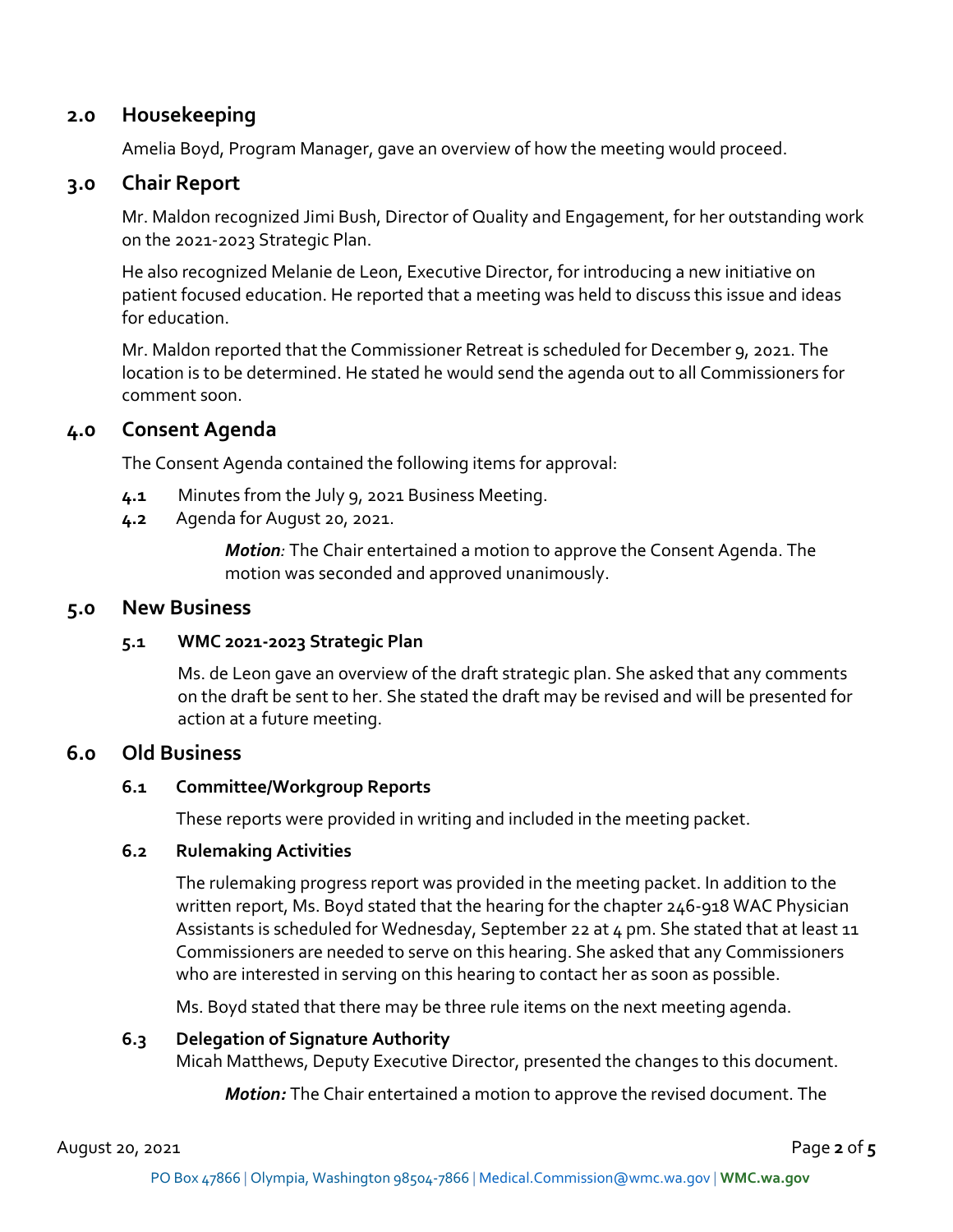## 2.0 Housekeeping

Amelia Boyd, Program Manager, gave an overview of how the meeting would proceed.

## 3.0 Chair Report

Mr. Maldon recognized Jimi Bush, Director of Quality and Engagement, for her outstanding work on the 2021-2023 Strategic Plan.

He also recognized Melanie de Leon, Executive Director, for introducing a new initiative on patient focused education. He reported that a meeting was held to discuss this issue and ideas for education.

Mr. Maldon reported that the Commissioner Retreat is scheduled for December 9, 2021. The location is to be determined. He stated he would send the agenda out to all Commissioners for comment soon.

## 4.0 Consent Agenda

The Consent Agenda contained the following items for approval:

**4.1** Minutes from the July 9, 2021 Business Meeting.

**4.2** Agenda for August 20, 2021.

> ***Motion**:* The Chair entertained a motion to approve the Consent Agenda. The motion was seconded and approved unanimously.

## 5.0 New Business

### 5.1 WMC 2021-2023 Strategic Plan

Ms. de Leon gave an overview of the draft strategic plan. She asked that any comments on the draft be sent to her. She stated the draft may be revised and will be presented for action at a future meeting.

## 6.0 Old Business

### 6.1 Committee/Workgroup Reports

These reports were provided in writing and included in the meeting packet.

### 6.2 Rulemaking Activities

The rulemaking progress report was provided in the meeting packet. In addition to the written report, Ms. Boyd stated that the hearing for the chapter 246-918 WAC Physician Assistants is scheduled for Wednesday, September 22 at 4 pm. She stated that at least 11 Commissioners are needed to serve on this hearing. She asked that any Commissioners who are interested in serving on this hearing to contact her as soon as possible.

Ms. Boyd stated that there may be three rule items on the next meeting agenda.

### 6.3 Delegation of Signature Authority

Micah Matthews, Deputy Executive Director, presented the changes to this document.

> ***Motion:*** The Chair entertained a motion to approve the revised document. The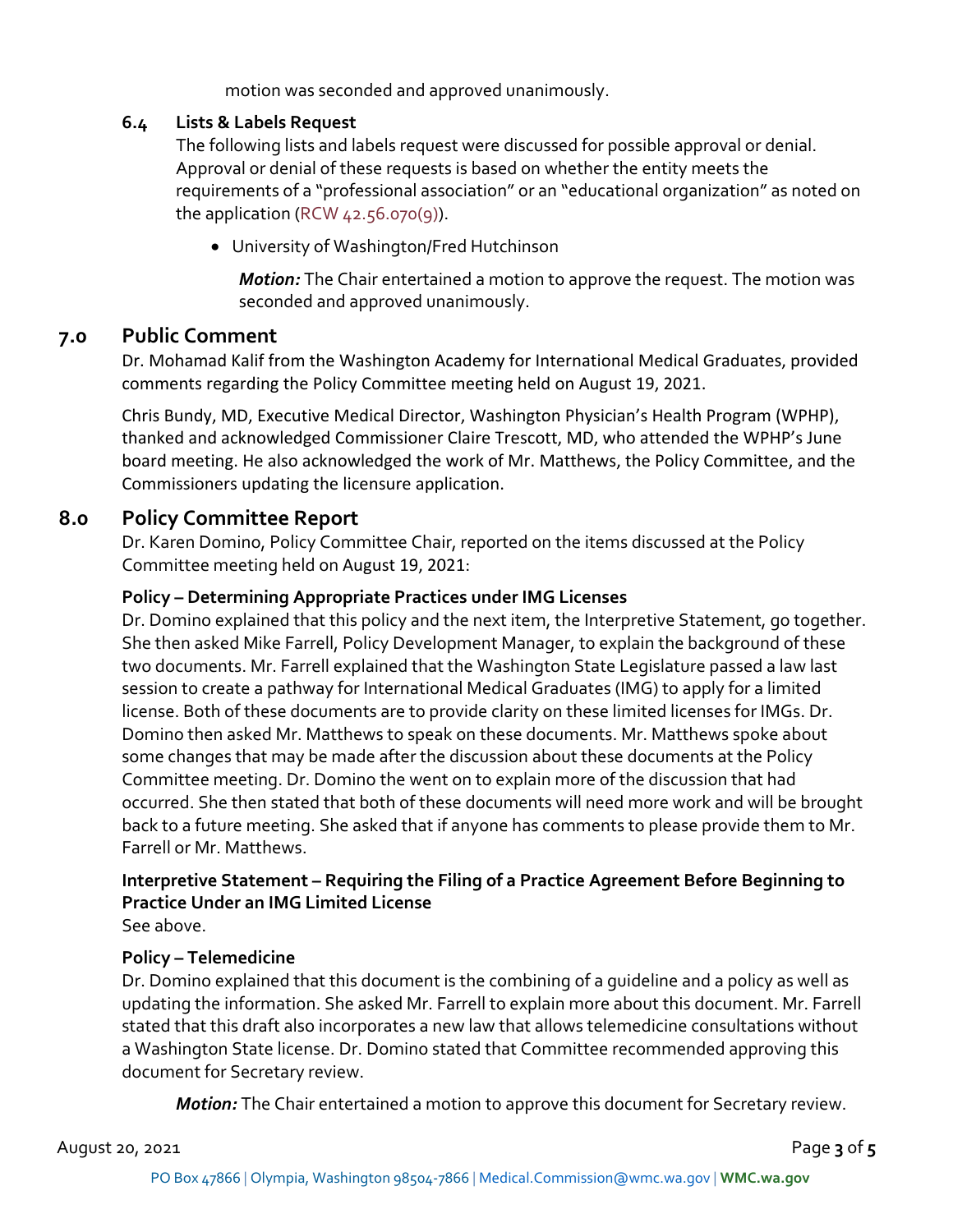motion was seconded and approved unanimously.

### 6.4 Lists & Labels Request

The following lists and labels request were discussed for possible approval or denial. Approval or denial of these requests is based on whether the entity meets the requirements of a "professional association" or an "educational organization" as noted on the application (RCW 42.56.070(9)).

- University of Washington/Fred Hutchinson

  ***Motion:*** The Chair entertained a motion to approve the request. The motion was seconded and approved unanimously.

## 7.0 Public Comment

Dr. Mohamad Kalif from the Washington Academy for International Medical Graduates, provided comments regarding the Policy Committee meeting held on August 19, 2021.

Chris Bundy, MD, Executive Medical Director, Washington Physician's Health Program (WPHP), thanked and acknowledged Commissioner Claire Trescott, MD, who attended the WPHP's June board meeting. He also acknowledged the work of Mr. Matthews, the Policy Committee, and the Commissioners updating the licensure application.

## 8.0 Policy Committee Report

Dr. Karen Domino, Policy Committee Chair, reported on the items discussed at the Policy Committee meeting held on August 19, 2021:

**Policy – Determining Appropriate Practices under IMG Licenses**

Dr. Domino explained that this policy and the next item, the Interpretive Statement, go together. She then asked Mike Farrell, Policy Development Manager, to explain the background of these two documents. Mr. Farrell explained that the Washington State Legislature passed a law last session to create a pathway for International Medical Graduates (IMG) to apply for a limited license. Both of these documents are to provide clarity on these limited licenses for IMGs. Dr. Domino then asked Mr. Matthews to speak on these documents. Mr. Matthews spoke about some changes that may be made after the discussion about these documents at the Policy Committee meeting. Dr. Domino the went on to explain more of the discussion that had occurred. She then stated that both of these documents will need more work and will be brought back to a future meeting. She asked that if anyone has comments to please provide them to Mr. Farrell or Mr. Matthews.

**Interpretive Statement – Requiring the Filing of a Practice Agreement Before Beginning to Practice Under an IMG Limited License**

See above.

**Policy – Telemedicine**

Dr. Domino explained that this document is the combining of a guideline and a policy as well as updating the information. She asked Mr. Farrell to explain more about this document. Mr. Farrell stated that this draft also incorporates a new law that allows telemedicine consultations without a Washington State license. Dr. Domino stated that Committee recommended approving this document for Secretary review.

***Motion:*** The Chair entertained a motion to approve this document for Secretary review.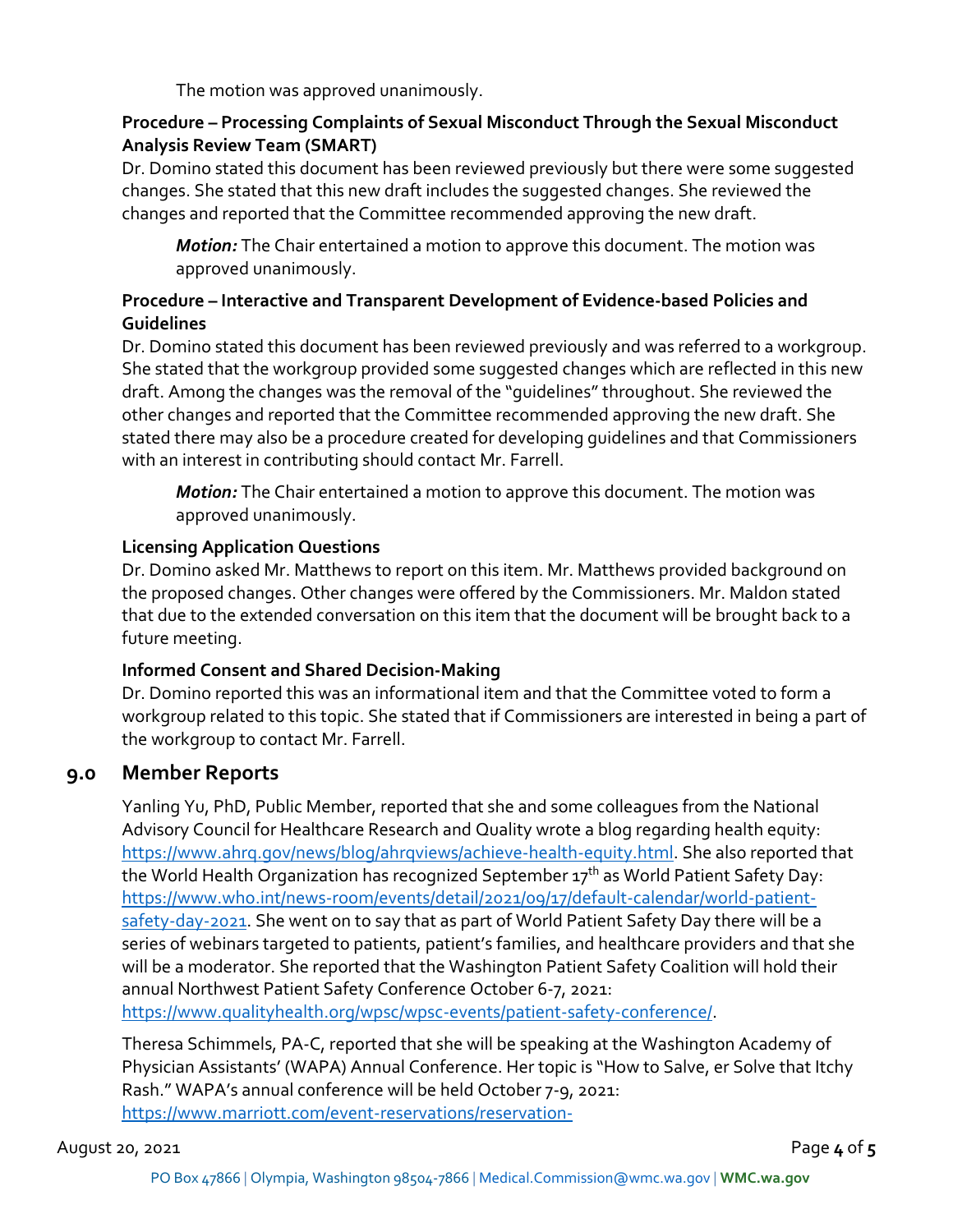The motion was approved unanimously.

**Procedure – Processing Complaints of Sexual Misconduct Through the Sexual Misconduct Analysis Review Team (SMART)**

Dr. Domino stated this document has been reviewed previously but there were some suggested changes. She stated that this new draft includes the suggested changes. She reviewed the changes and reported that the Committee recommended approving the new draft.

> ***Motion:*** The Chair entertained a motion to approve this document. The motion was approved unanimously.

**Procedure – Interactive and Transparent Development of Evidence-based Policies and Guidelines**

Dr. Domino stated this document has been reviewed previously and was referred to a workgroup. She stated that the workgroup provided some suggested changes which are reflected in this new draft. Among the changes was the removal of the "guidelines" throughout. She reviewed the other changes and reported that the Committee recommended approving the new draft. She stated there may also be a procedure created for developing guidelines and that Commissioners with an interest in contributing should contact Mr. Farrell.

> ***Motion:*** The Chair entertained a motion to approve this document. The motion was approved unanimously.

**Licensing Application Questions**

Dr. Domino asked Mr. Matthews to report on this item. Mr. Matthews provided background on the proposed changes. Other changes were offered by the Commissioners. Mr. Maldon stated that due to the extended conversation on this item that the document will be brought back to a future meeting.

**Informed Consent and Shared Decision-Making**

Dr. Domino reported this was an informational item and that the Committee voted to form a workgroup related to this topic. She stated that if Commissioners are interested in being a part of the workgroup to contact Mr. Farrell.

## 9.0 Member Reports

Yanling Yu, PhD, Public Member, reported that she and some colleagues from the National Advisory Council for Healthcare Research and Quality wrote a blog regarding health equity: https://www.ahrq.gov/news/blog/ahrqviews/achieve-health-equity.html. She also reported that the World Health Organization has recognized September 17th as World Patient Safety Day: https://www.who.int/news-room/events/detail/2021/09/17/default-calendar/world-patient-safety-day-2021. She went on to say that as part of World Patient Safety Day there will be a series of webinars targeted to patients, patient's families, and healthcare providers and that she will be a moderator. She reported that the Washington Patient Safety Coalition will hold their annual Northwest Patient Safety Conference October 6-7, 2021: https://www.qualityhealth.org/wpsc/wpsc-events/patient-safety-conference/.

Theresa Schimmels, PA-C, reported that she will be speaking at the Washington Academy of Physician Assistants' (WAPA) Annual Conference. Her topic is "How to Salve, er Solve that Itchy Rash." WAPA's annual conference will be held October 7-9, 2021: https://www.marriott.com/event-reservations/reservation-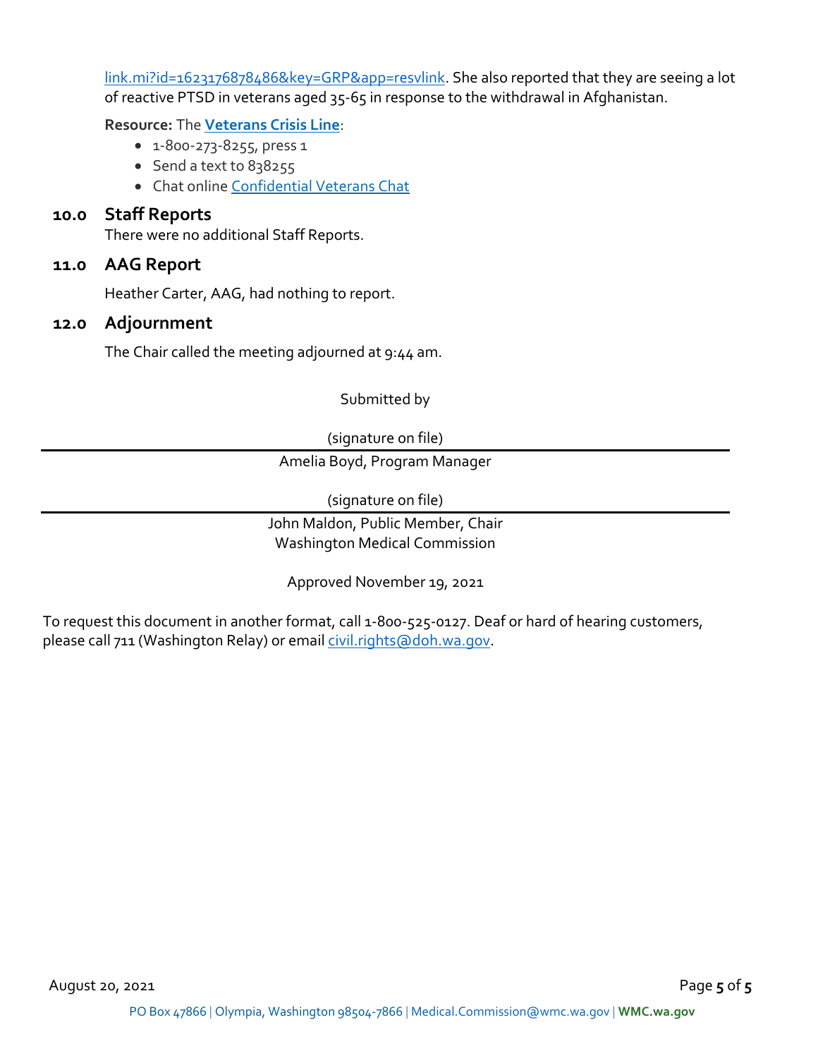link.mi?id=1623176878486&key=GRP&app=resvlink. She also reported that they are seeing a lot of reactive PTSD in veterans aged 35-65 in response to the withdrawal in Afghanistan.

**Resource:** The **Veterans Crisis Line**:

- 1-800-273-8255, press 1
- Send a text to 838255
- Chat online Confidential Veterans Chat

## 10.0 Staff Reports

There were no additional Staff Reports.

## 11.0 AAG Report

Heather Carter, AAG, had nothing to report.

## 12.0 Adjournment

The Chair called the meeting adjourned at 9:44 am.

Submitted by

(signature on file)

Amelia Boyd, Program Manager

(signature on file)

John Maldon, Public Member, Chair
Washington Medical Commission

Approved November 19, 2021

To request this document in another format, call 1-800-525-0127. Deaf or hard of hearing customers, please call 711 (Washington Relay) or email civil.rights@doh.wa.gov.